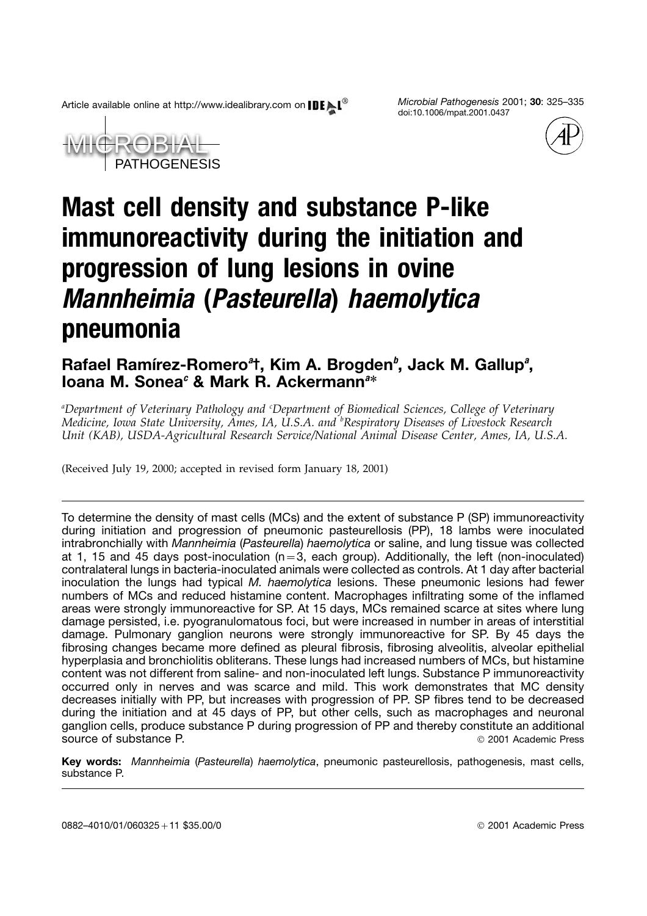# Mast cell density and substance P-like immunoreactivity during the initiation and progression of lung lesions in ovine *Mannheimia* (*Pasteurella*) *haemolytica* pneumonia

**Rafael Ramírez-Romero[a]†, Kim A. Brogden[b], Jack M. Gallup[a], Ioana M. Sonea[c] & Mark R. Ackermann[a]***

*[a]Department of Veterinary Pathology and [c]Department of Biomedical Sciences, College of Veterinary Medicine, Iowa State University, Ames, IA, U.S.A. and [b]Respiratory Diseases of Livestock Research Unit (KAB), USDA-Agricultural Research Service/National Animal Disease Center, Ames, IA, U.S.A.*

(Received July 19, 2000; accepted in revised form January 18, 2001)

---

To determine the density of mast cells (MCs) and the extent of substance P (SP) immunoreactivity during initiation and progression of pneumonic pasteurellosis (PP), 18 lambs were inoculated intrabronchially with *Mannheimia* (*Pasteurella*) *haemolytica* or saline, and lung tissue was collected at 1, 15 and 45 days post-inoculation (n = 3, each group). Additionally, the left (non-inoculated) contralateral lungs in bacteria-inoculated animals were collected as controls. At 1 day after bacterial inoculation the lungs had typical *M. haemolytica* lesions. These pneumonic lesions had fewer numbers of MCs and reduced histamine content. Macrophages infiltrating some of the inflamed areas were strongly immunoreactive for SP. At 15 days, MCs remained scarce at sites where lung damage persisted, i.e. pyogranulomatous foci, but were increased in number in areas of interstitial damage. Pulmonary ganglion neurons were strongly immunoreactive for SP. By 45 days the fibrosing changes became more defined as pleural fibrosis, fibrosing alveolitis, alveolar epithelial hyperplasia and bronchiolitis obliterans. These lungs had increased numbers of MCs, but histamine content was not different from saline- and non-inoculated left lungs. Substance P immunoreactivity occurred only in nerves and was scarce and mild. This work demonstrates that MC density decreases initially with PP, but increases with progression of PP. SP fibres tend to be decreased during the initiation and at 45 days of PP, but other cells, such as macrophages and neuronal ganglion cells, produce substance P during progression of PP and thereby constitute an additional source of substance P.

© 2001 Academic Press

**Key words:** *Mannheimia* (*Pasteurella*) *haemolytica*, pneumonic pasteurellosis, pathogenesis, mast cells, substance P.

---

0882–4010/01/060325 + 11 $35.00/0 © 2001 Academic Press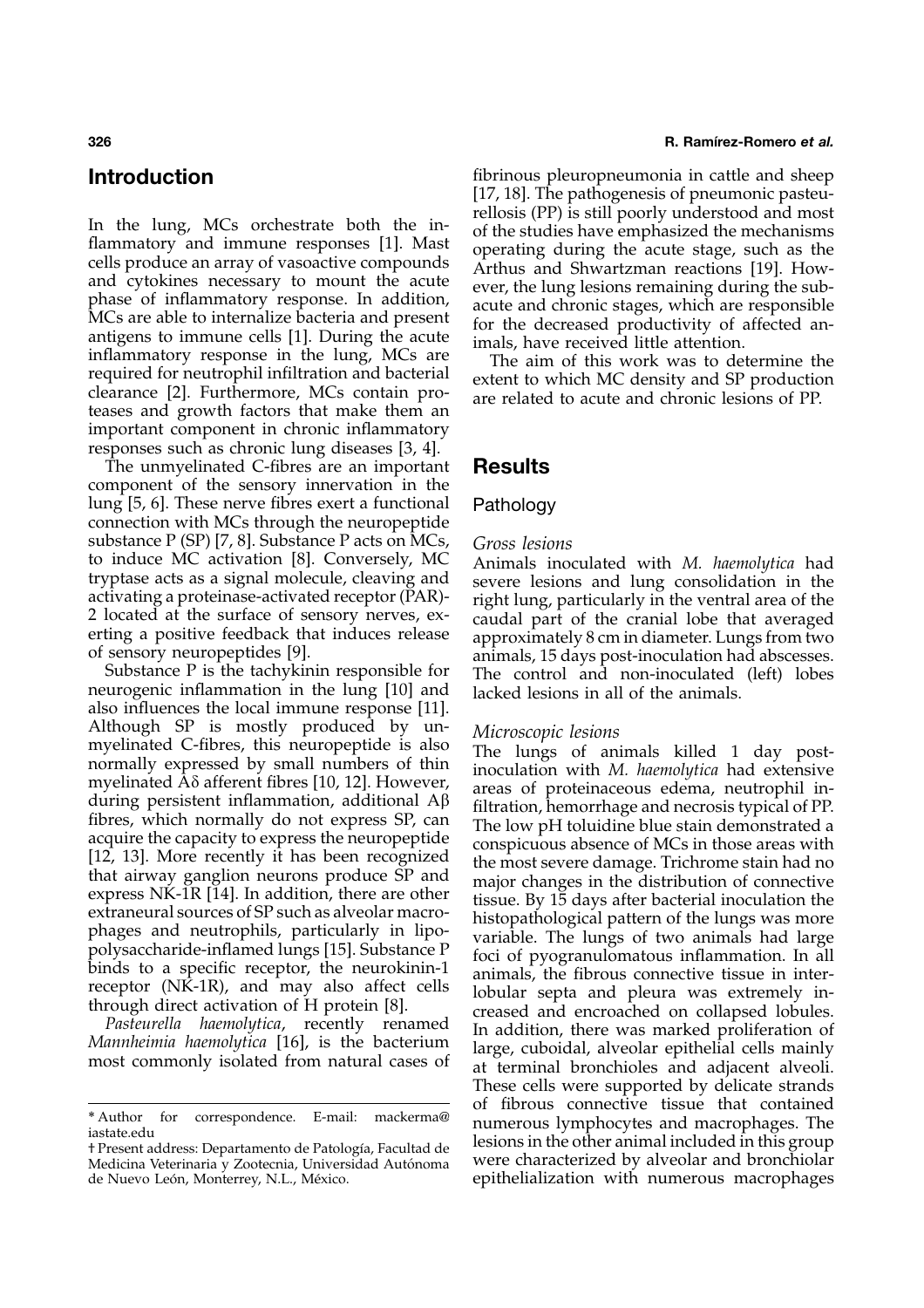## Introduction

In the lung, MCs orchestrate both the inflammatory and immune responses [1]. Mast cells produce an array of vasoactive compounds and cytokines necessary to mount the acute phase of inflammatory response. In addition, MCs are able to internalize bacteria and present antigens to immune cells [1]. During the acute inflammatory response in the lung, MCs are required for neutrophil infiltration and bacterial clearance [2]. Furthermore, MCs contain proteases and growth factors that make them an important component in chronic inflammatory responses such as chronic lung diseases [3, 4].

The unmyelinated C-fibres are an important component of the sensory innervation in the lung [5, 6]. These nerve fibres exert a functional connection with MCs through the neuropeptide substance P (SP) [7, 8]. Substance P acts on MCs, to induce MC activation [8]. Conversely, MC tryptase acts as a signal molecule, cleaving and activating a proteinase-activated receptor (PAR)-2 located at the surface of sensory nerves, exerting a positive feedback that induces release of sensory neuropeptides [9].

Substance P is the tachykinin responsible for neurogenic inflammation in the lung [10] and also influences the local immune response [11]. Although SP is mostly produced by unmyelinated C-fibres, this neuropeptide is also normally expressed by small numbers of thin myelinated Aδ afferent fibres [10, 12]. However, during persistent inflammation, additional Aβ fibres, which normally do not express SP, can acquire the capacity to express the neuropeptide [12, 13]. More recently it has been recognized that airway ganglion neurons produce SP and express NK-1R [14]. In addition, there are other extraneural sources of SP such as alveolar macrophages and neutrophils, particularly in lipopolysaccharide-inflamed lungs [15]. Substance P binds to a specific receptor, the neurokinin-1 receptor (NK-1R), and may also affect cells through direct activation of H protein [8].

*Pasteurella haemolytica*, recently renamed *Mannheimia haemolytica* [16], is the bacterium most commonly isolated from natural cases of fibrinous pleuropneumonia in cattle and sheep [17, 18]. The pathogenesis of pneumonic pasteurellosis (PP) is still poorly understood and most of the studies have emphasized the mechanisms operating during the acute stage, such as the Arthus and Shwartzman reactions [19]. However, the lung lesions remaining during the subacute and chronic stages, which are responsible for the decreased productivity of affected animals, have received little attention.

The aim of this work was to determine the extent to which MC density and SP production are related to acute and chronic lesions of PP.

## Results

### Pathology

#### *Gross lesions*

Animals inoculated with *M. haemolytica* had severe lesions and lung consolidation in the right lung, particularly in the ventral area of the caudal part of the cranial lobe that averaged approximately 8 cm in diameter. Lungs from two animals, 15 days post-inoculation had abscesses. The control and non-inoculated (left) lobes lacked lesions in all of the animals.

#### *Microscopic lesions*

The lungs of animals killed 1 day post-inoculation with *M. haemolytica* had extensive areas of proteinaceous edema, neutrophil infiltration, hemorrhage and necrosis typical of PP. The low pH toluidine blue stain demonstrated a conspicuous absence of MCs in those areas with the most severe damage. Trichrome stain had no major changes in the distribution of connective tissue. By 15 days after bacterial inoculation the histopathological pattern of the lungs was more variable. The lungs of two animals had large foci of pyogranulomatous inflammation. In all animals, the fibrous connective tissue in interlobular septa and pleura was extremely increased and encroached on collapsed lobules. In addition, there was marked proliferation of large, cuboidal, alveolar epithelial cells mainly at terminal bronchioles and adjacent alveoli. These cells were supported by delicate strands of fibrous connective tissue that contained numerous lymphocytes and macrophages. The lesions in the other animal included in this group were characterized by alveolar and bronchiolar epithelialization with numerous macrophages

---

\* Author for correspondence. E-mail: mackerma@iastate.edu

† Present address: Departamento de Patología, Facultad de Medicina Veterinaria y Zootecnia, Universidad Autónoma de Nuevo León, Monterrey, N.L., México.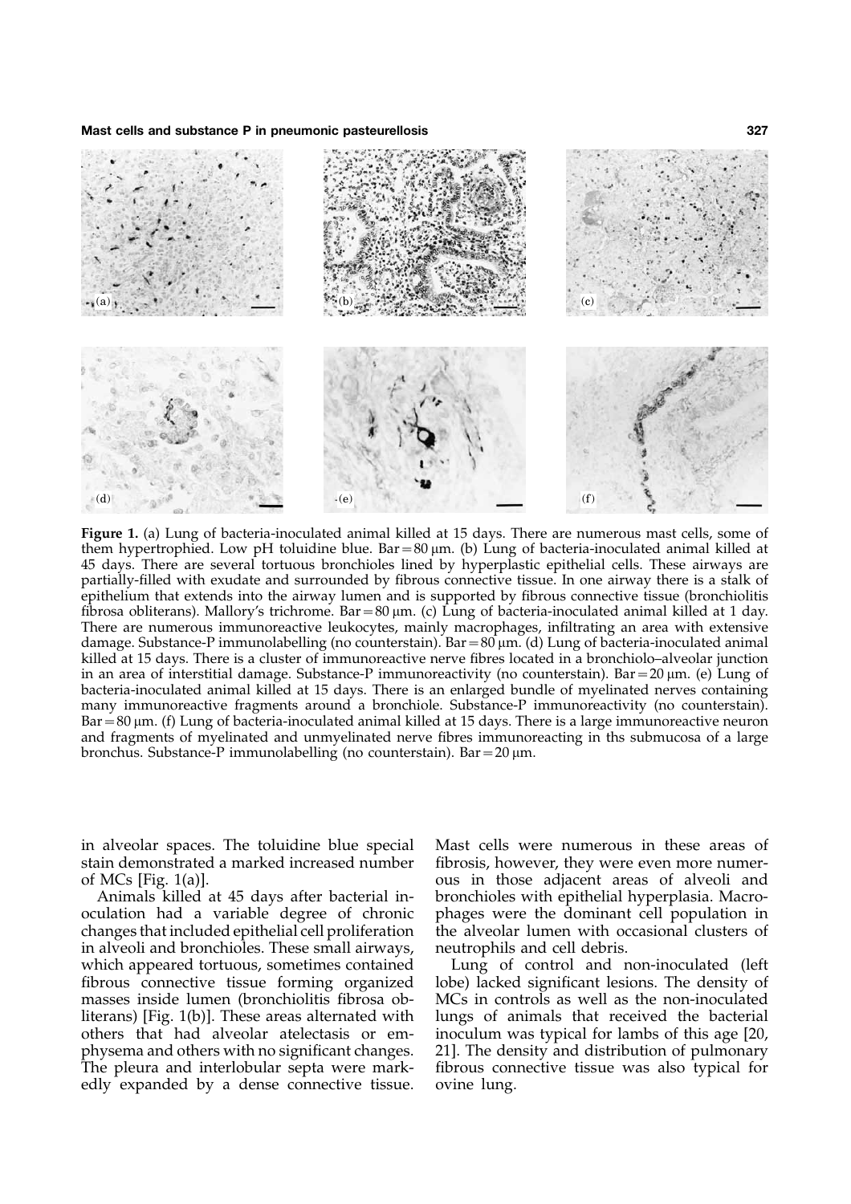**Figure 1.** (a) Lung of bacteria-inoculated animal killed at 15 days. There are numerous mast cells, some of them hypertrophied. Low pH toluidine blue. Bar = 80 μm. (b) Lung of bacteria-inoculated animal killed at 45 days. There are several tortuous bronchioles lined by hyperplastic epithelial cells. These airways are partially-filled with exudate and surrounded by fibrous connective tissue. In one airway there is a stalk of epithelium that extends into the airway lumen and is supported by fibrous connective tissue (bronchiolitis fibrosa obliterans). Mallory's trichrome. Bar = 80 μm. (c) Lung of bacteria-inoculated animal killed at 1 day. There are numerous immunoreactive leukocytes, mainly macrophages, infiltrating an area with extensive damage. Substance-P immunolabelling (no counterstain). Bar = 80 μm. (d) Lung of bacteria-inoculated animal killed at 15 days. There is a cluster of immunoreactive nerve fibres located in a bronchiolo–alveolar junction in an area of interstitial damage. Substance-P immunoreactivity (no counterstain). Bar = 20 μm. (e) Lung of bacteria-inoculated animal killed at 15 days. There is an enlarged bundle of myelinated nerves containing many immunoreactive fragments around a bronchiole. Substance-P immunoreactivity (no counterstain). Bar = 80 μm. (f) Lung of bacteria-inoculated animal killed at 15 days. There is a large immunoreactive neuron and fragments of myelinated and unmyelinated nerve fibres immunoreacting in ths submucosa of a large bronchus. Substance-P immunolabelling (no counterstain). Bar = 20 μm.

in alveolar spaces. The toluidine blue special stain demonstrated a marked increased number of MCs [Fig. 1(a)].

Animals killed at 45 days after bacterial inoculation had a variable degree of chronic changes that included epithelial cell proliferation in alveoli and bronchioles. These small airways, which appeared tortuous, sometimes contained fibrous connective tissue forming organized masses inside lumen (bronchiolitis fibrosa obliterans) [Fig. 1(b)]. These areas alternated with others that had alveolar atelectasis or emphysema and others with no significant changes. The pleura and interlobular septa were markedly expanded by a dense connective tissue. Mast cells were numerous in these areas of fibrosis, however, they were even more numerous in those adjacent areas of alveoli and bronchioles with epithelial hyperplasia. Macrophages were the dominant cell population in the alveolar lumen with occasional clusters of neutrophils and cell debris.

Lung of control and non-inoculated (left lobe) lacked significant lesions. The density of MCs in controls as well as the non-inoculated lungs of animals that received the bacterial inoculum was typical for lambs of this age [20, 21]. The density and distribution of pulmonary fibrous connective tissue was also typical for ovine lung.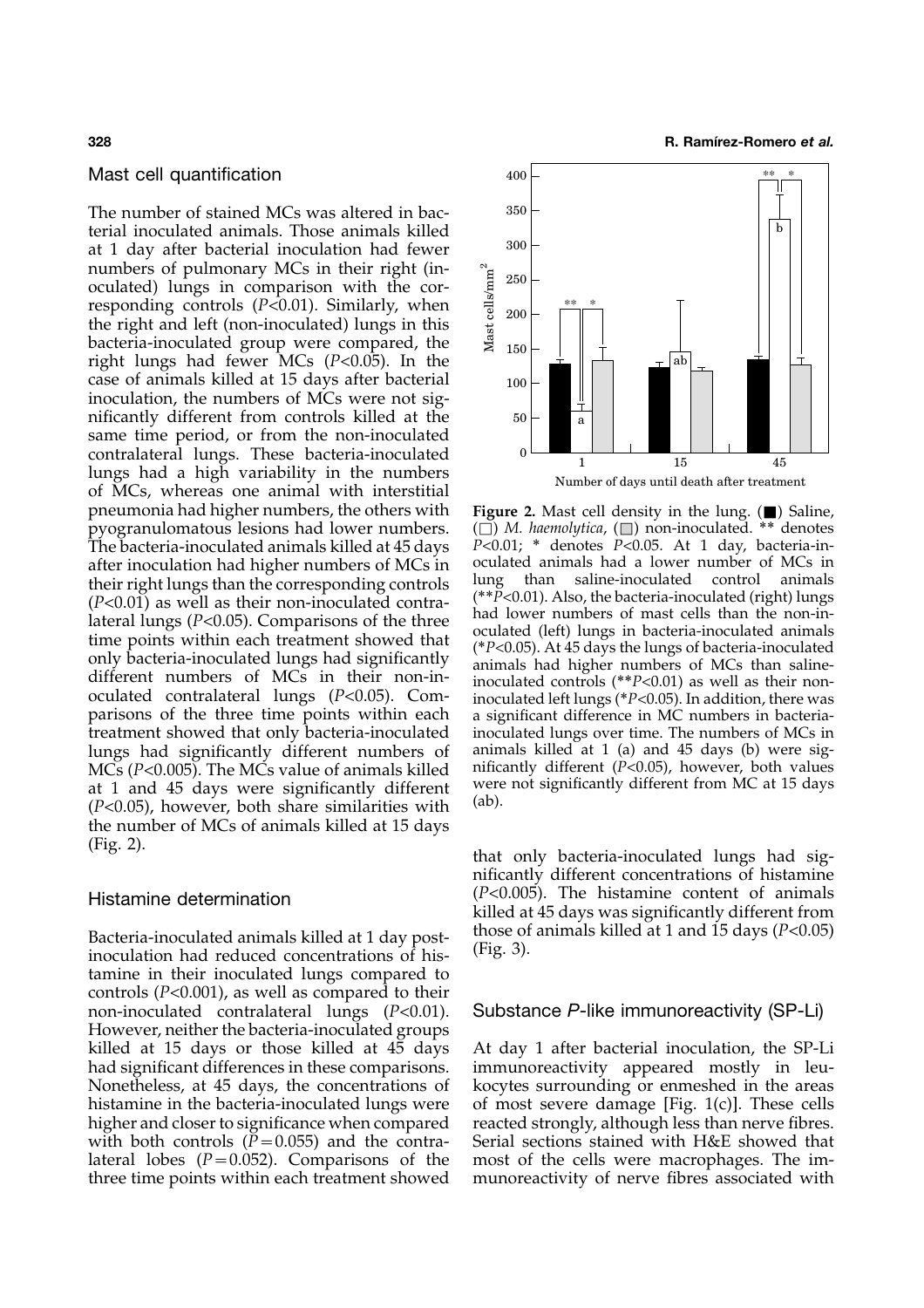## Mast cell quantification

The number of stained MCs was altered in bacterial inoculated animals. Those animals killed at 1 day after bacterial inoculation had fewer numbers of pulmonary MCs in their right (inoculated) lungs in comparison with the corresponding controls ($P<0.01$). Similarly, when the right and left (non-inoculated) lungs in this bacteria-inoculated group were compared, the right lungs had fewer MCs ($P<0.05$). In the case of animals killed at 15 days after bacterial inoculation, the numbers of MCs were not significantly different from controls killed at the same time period, or from the non-inoculated contralateral lungs. These bacteria-inoculated lungs had a high variability in the numbers of MCs, whereas one animal with interstitial pneumonia had higher numbers, the others with pyogranulomatous lesions had lower numbers. The bacteria-inoculated animals killed at 45 days after inoculation had higher numbers of MCs in their right lungs than the corresponding controls ($P<0.01$) as well as their non-inoculated contralateral lungs ($P<0.05$). Comparisons of the three time points within each treatment showed that only bacteria-inoculated lungs had significantly different numbers of MCs in their non-inoculated contralateral lungs ($P<0.05$). Comparisons of the three time points within each treatment showed that only bacteria-inoculated lungs had significantly different numbers of MCs ($P<0.005$). The MCs value of animals killed at 1 and 45 days were significantly different ($P<0.05$), however, both share similarities with the number of MCs of animals killed at 15 days (Fig. 2).

**Figure 2.** Mast cell density in the lung. (■) Saline, (□) *M. haemolytica*, (▒) non-inoculated. ** denotes $P<0.01$; * denotes $P<0.05$. At 1 day, bacteria-inoculated animals had a lower number of MCs in lung than saline-inoculated control animals (**$P<0.01$). Also, the bacteria-inoculated (right) lungs had lower numbers of mast cells than the non-inoculated (left) lungs in bacteria-inoculated animals (*$P<0.05$). At 45 days the lungs of bacteria-inoculated animals had higher numbers of MCs than saline-inoculated controls (**$P<0.01$) as well as their non-inoculated left lungs (*$P<0.05$). In addition, there was a significant difference in MC numbers in bacteria-inoculated lungs over time. The numbers of MCs in animals killed at 1 (a) and 45 days (b) were significantly different ($P<0.05$), however, both values were not significantly different from MC at 15 days (ab).

## Histamine determination

Bacteria-inoculated animals killed at 1 day post-inoculation had reduced concentrations of histamine in their inoculated lungs compared to controls ($P<0.001$), as well as compared to their non-inoculated contralateral lungs ($P<0.01$). However, neither the bacteria-inoculated groups killed at 15 days or those killed at 45 days had significant differences in these comparisons. Nonetheless, at 45 days, the concentrations of histamine in the bacteria-inoculated lungs were higher and closer to significance when compared with both controls ($P=0.055$) and the contralateral lobes ($P=0.052$). Comparisons of the three time points within each treatment showed that only bacteria-inoculated lungs had significantly different concentrations of histamine ($P<0.005$). The histamine content of animals killed at 45 days was significantly different from those of animals killed at 1 and 15 days ($P<0.05$) (Fig. 3).

## Substance *P*-like immunoreactivity (SP-Li)

At day 1 after bacterial inoculation, the SP-Li immunoreactivity appeared mostly in leukocytes surrounding or enmeshed in the areas of most severe damage [Fig. 1(c)]. These cells reacted strongly, although less than nerve fibres. Serial sections stained with H&E showed that most of the cells were macrophages. The immunoreactivity of nerve fibres associated with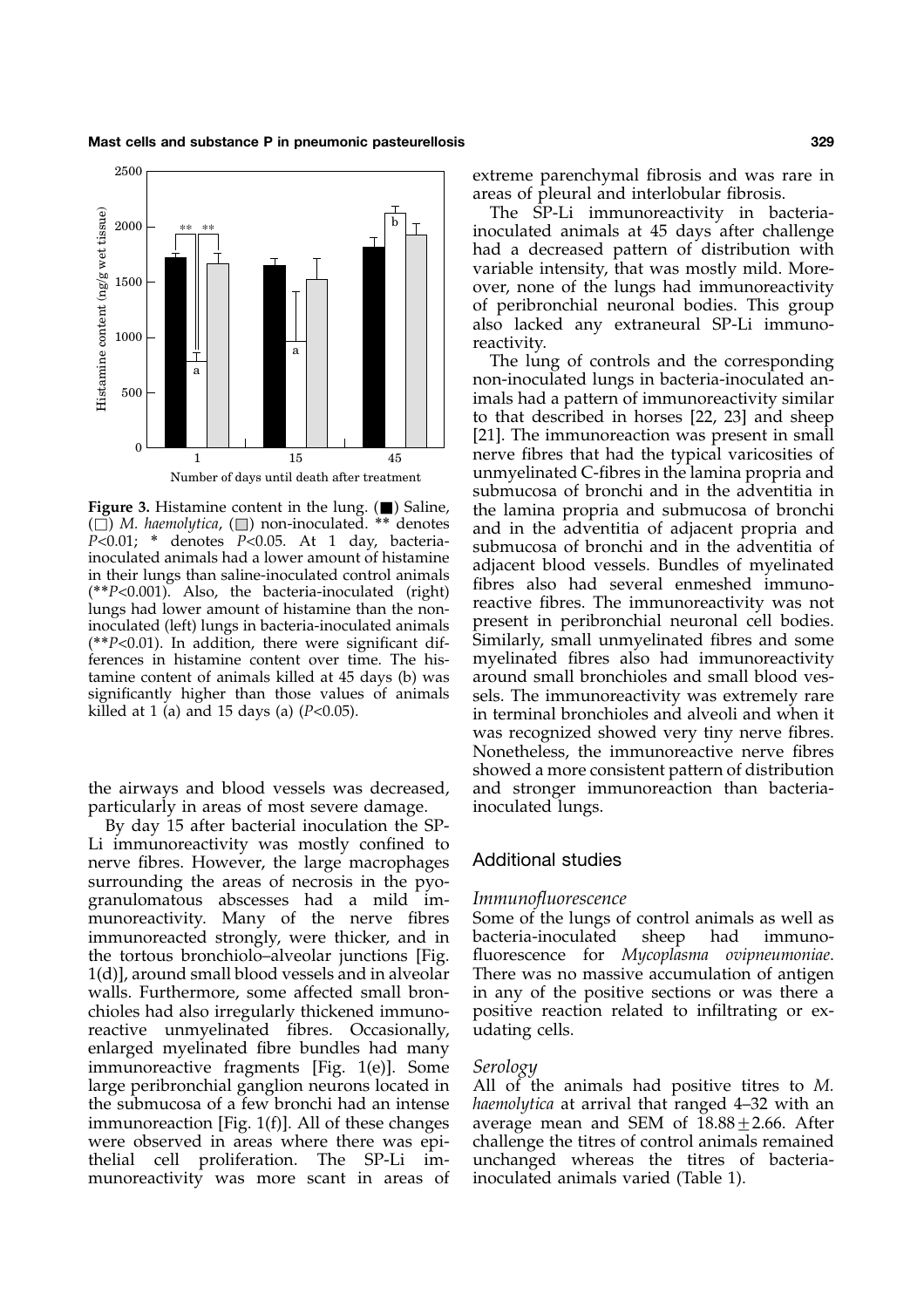**Figure 3.** Histamine content in the lung. (■) Saline, (□) *M. haemolytica*, (▨) non-inoculated. ** denotes $P<0.01$; * denotes $P<0.05$. At 1 day, bacteria-inoculated animals had a lower amount of histamine in their lungs than saline-inoculated control animals (**$P<0.001$). Also, the bacteria-inoculated (right) lungs had lower amount of histamine than the non-inoculated (left) lungs in bacteria-inoculated animals (**$P<0.01$). In addition, there were significant differences in histamine content over time. The histamine content of animals killed at 45 days (b) was significantly higher than those values of animals killed at 1 (a) and 15 days (a) ($P<0.05$).

the airways and blood vessels was decreased, particularly in areas of most severe damage.

By day 15 after bacterial inoculation the SP-Li immunoreactivity was mostly confined to nerve fibres. However, the large macrophages surrounding the areas of necrosis in the pyogranulomatous abscesses had a mild immunoreactivity. Many of the nerve fibres immunoreacted strongly, were thicker, and in the tortous bronchiolo–alveolar junctions [Fig. 1(d)], around small blood vessels and in alveolar walls. Furthermore, some affected small bronchioles had also irregularly thickened immunoreactive unmyelinated fibres. Occasionally, enlarged myelinated fibre bundles had many immunoreactive fragments [Fig. 1(e)]. Some large peribronchial ganglion neurons located in the submucosa of a few bronchi had an intense immunoreaction [Fig. 1(f)]. All of these changes were observed in areas where there was epithelial cell proliferation. The SP-Li immunoreactivity was more scant in areas of extreme parenchymal fibrosis and was rare in areas of pleural and interlobular fibrosis.

The SP-Li immunoreactivity in bacteria-inoculated animals at 45 days after challenge had a decreased pattern of distribution with variable intensity, that was mostly mild. Moreover, none of the lungs had immunoreactivity of peribronchial neuronal bodies. This group also lacked any extraneural SP-Li immunoreactivity.

The lung of controls and the corresponding non-inoculated lungs in bacteria-inoculated animals had a pattern of immunoreactivity similar to that described in horses [22, 23] and sheep [21]. The immunoreaction was present in small nerve fibres that had the typical varicosities of unmyelinated C-fibres in the lamina propria and submucosa of bronchi and in the adventitia in the lamina propria and submucosa of bronchi and in the adventitia of adjacent propria and submucosa of bronchi and in the adventitia of adjacent blood vessels. Bundles of myelinated fibres also had several enmeshed immunoreactive fibres. The immunoreactivity was not present in peribronchial neuronal cell bodies. Similarly, small unmyelinated fibres and some myelinated fibres also had immunoreactivity around small bronchioles and small blood vessels. The immunoreactivity was extremely rare in terminal bronchioles and alveoli and when it was recognized showed very tiny nerve fibres. Nonetheless, the immunoreactive nerve fibres showed a more consistent pattern of distribution and stronger immunoreaction than bacteria-inoculated lungs.

## Additional studies

### *Immunofluorescence*

Some of the lungs of control animals as well as bacteria-inoculated sheep had immunofluorescence for *Mycoplasma ovipneumoniae*. There was no massive accumulation of antigen in any of the positive sections or was there a positive reaction related to infiltrating or exudating cells.

### *Serology*

All of the animals had positive titres to *M. haemolytica* at arrival that ranged 4–32 with an average mean and SEM of $18.88 \pm 2.66$. After challenge the titres of control animals remained unchanged whereas the titres of bacteria-inoculated animals varied (Table 1).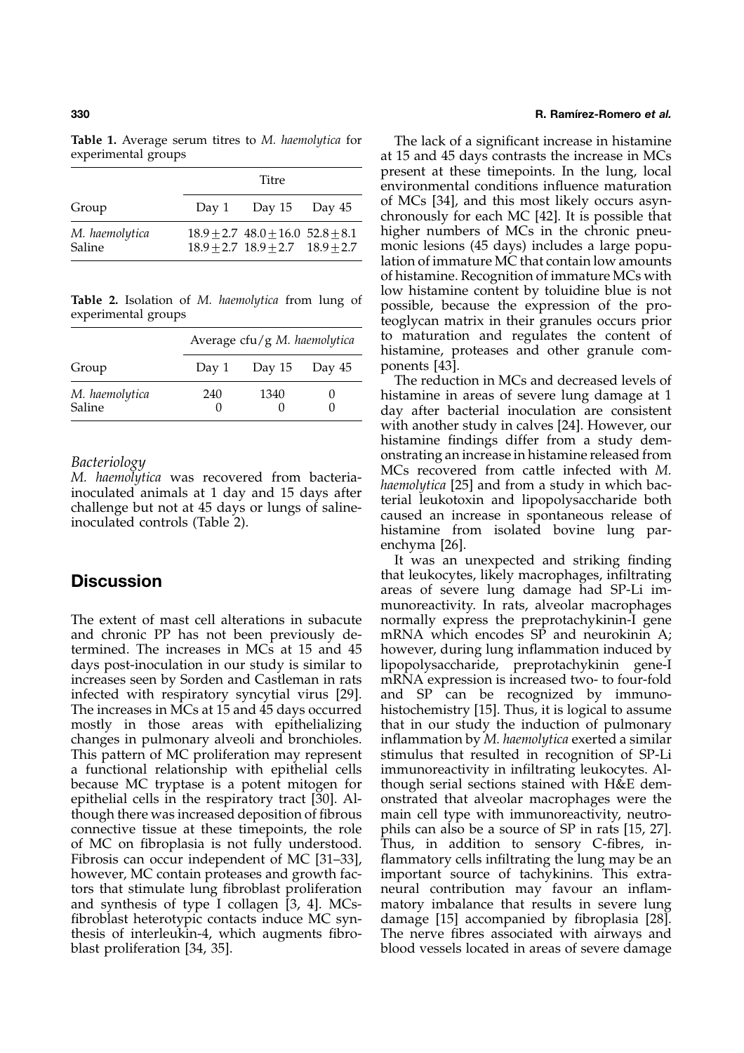**Table 1.** Average serum titres to *M. haemolytica* for experimental groups

| Group | Titre | | |
|---|---|---|---|
| | Day 1 | Day 15 | Day 45 |
| *M. haemolytica* | $18.9 \pm 2.7$ | $48.0 \pm 16.0$ | $52.8 \pm 8.1$ |
| Saline | $18.9 \pm 2.7$ | $18.9 \pm 2.7$ | $18.9 \pm 2.7$ |

**Table 2.** Isolation of *M. haemolytica* from lung of experimental groups

| Group | Average cfu/g *M. haemolytica* | | |
|---|---|---|---|
| | Day 1 | Day 15 | Day 45 |
| *M. haemolytica* | 240 | 1340 | 0 |
| Saline | 0 | 0 | 0 |

### Bacteriology

*M. haemolytica* was recovered from bacteria-inoculated animals at 1 day and 15 days after challenge but not at 45 days or lungs of saline-inoculated controls (Table 2).

## Discussion

The extent of mast cell alterations in subacute and chronic PP has not been previously determined. The increases in MCs at 15 and 45 days post-inoculation in our study is similar to increases seen by Sorden and Castleman in rats infected with respiratory syncytial virus [29]. The increases in MCs at 15 and 45 days occurred mostly in those areas with epithelializing changes in pulmonary alveoli and bronchioles. This pattern of MC proliferation may represent a functional relationship with epithelial cells because MC tryptase is a potent mitogen for epithelial cells in the respiratory tract [30]. Although there was increased deposition of fibrous connective tissue at these timepoints, the role of MC on fibroplasia is not fully understood. Fibrosis can occur independent of MC [31–33], however, MC contain proteases and growth factors that stimulate lung fibroblast proliferation and synthesis of type I collagen [3, 4]. MCs-fibroblast heterotypic contacts induce MC synthesis of interleukin-4, which augments fibroblast proliferation [34, 35].

The lack of a significant increase in histamine at 15 and 45 days contrasts the increase in MCs present at these timepoints. In the lung, local environmental conditions influence maturation of MCs [34], and this most likely occurs asynchronously for each MC [42]. It is possible that higher numbers of MCs in the chronic pneumonic lesions (45 days) includes a large population of immature MC that contain low amounts of histamine. Recognition of immature MCs with low histamine content by toluidine blue is not possible, because the expression of the proteoglycan matrix in their granules occurs prior to maturation and regulates the content of histamine, proteases and other granule components [43].

The reduction in MCs and decreased levels of histamine in areas of severe lung damage at 1 day after bacterial inoculation are consistent with another study in calves [24]. However, our histamine findings differ from a study demonstrating an increase in histamine released from MCs recovered from cattle infected with *M. haemolytica* [25] and from a study in which bacterial leukotoxin and lipopolysaccharide both caused an increase in spontaneous release of histamine from isolated bovine lung parenchyma [26].

It was an unexpected and striking finding that leukocytes, likely macrophages, infiltrating areas of severe lung damage had SP-Li immunoreactivity. In rats, alveolar macrophages normally express the preprotachykinin-I gene mRNA which encodes SP and neurokinin A; however, during lung inflammation induced by lipopolysaccharide, preprotachykinin gene-I mRNA expression is increased two- to four-fold and SP can be recognized by immunohistochemistry [15]. Thus, it is logical to assume that in our study the induction of pulmonary inflammation by *M. haemolytica* exerted a similar stimulus that resulted in recognition of SP-Li immunoreactivity in infiltrating leukocytes. Although serial sections stained with H&E demonstrated that alveolar macrophages were the main cell type with immunoreactivity, neutrophils can also be a source of SP in rats [15, 27]. Thus, in addition to sensory C-fibres, inflammatory cells infiltrating the lung may be an important source of tachykinins. This extraneural contribution may favour an inflammatory imbalance that results in severe lung damage [15] accompanied by fibroplasia [28]. The nerve fibres associated with airways and blood vessels located in areas of severe damage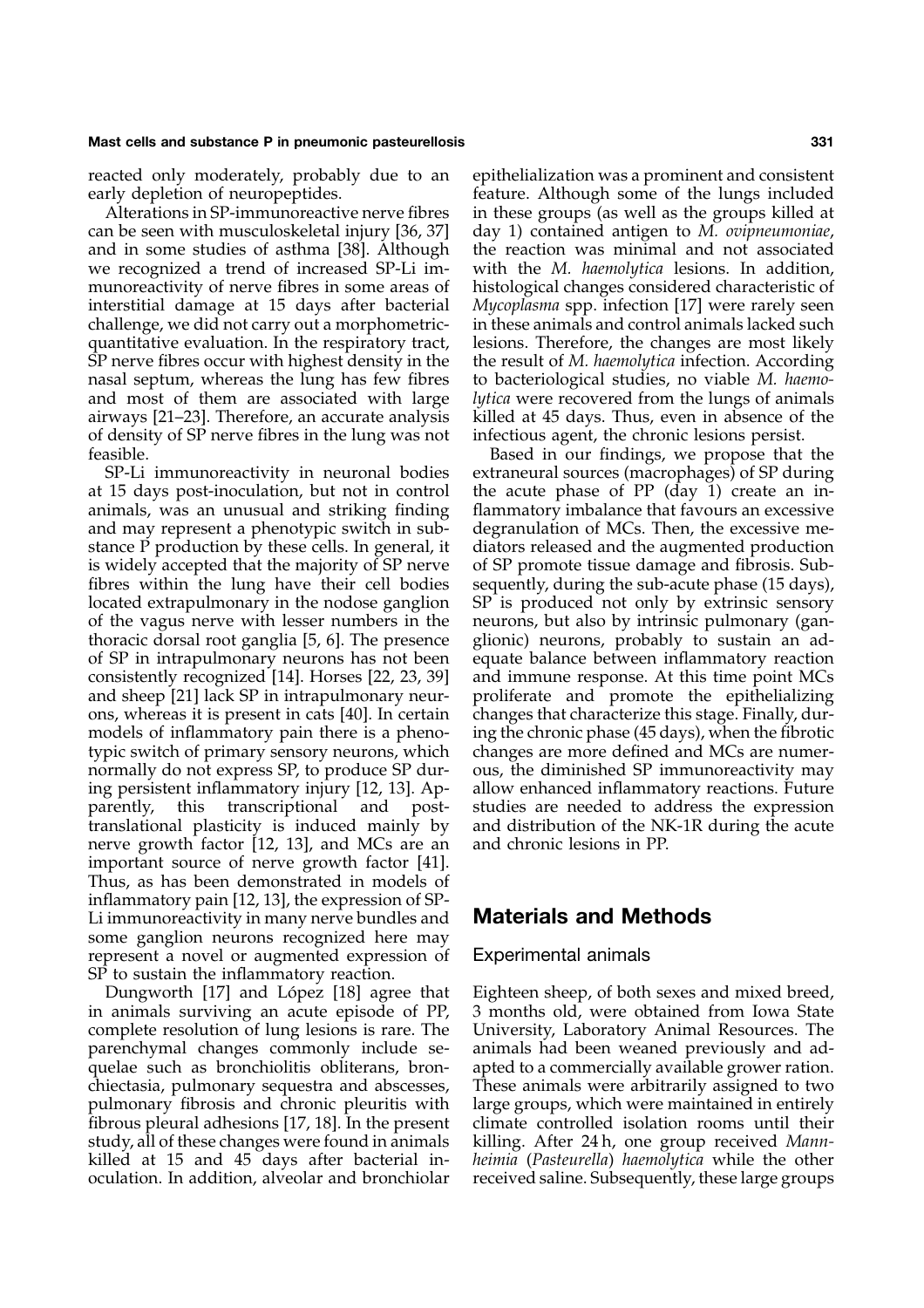reacted only moderately, probably due to an early depletion of neuropeptides.

Alterations in SP-immunoreactive nerve fibres can be seen with musculoskeletal injury [36, 37] and in some studies of asthma [38]. Although we recognized a trend of increased SP-Li immunoreactivity of nerve fibres in some areas of interstitial damage at 15 days after bacterial challenge, we did not carry out a morphometric-quantitative evaluation. In the respiratory tract, SP nerve fibres occur with highest density in the nasal septum, whereas the lung has few fibres and most of them are associated with large airways [21–23]. Therefore, an accurate analysis of density of SP nerve fibres in the lung was not feasible.

SP-Li immunoreactivity in neuronal bodies at 15 days post-inoculation, but not in control animals, was an unusual and striking finding and may represent a phenotypic switch in substance P production by these cells. In general, it is widely accepted that the majority of SP nerve fibres within the lung have their cell bodies located extrapulmonary in the nodose ganglion of the vagus nerve with lesser numbers in the thoracic dorsal root ganglia [5, 6]. The presence of SP in intrapulmonary neurons has not been consistently recognized [14]. Horses [22, 23, 39] and sheep [21] lack SP in intrapulmonary neurons, whereas it is present in cats [40]. In certain models of inflammatory pain there is a phenotypic switch of primary sensory neurons, which normally do not express SP, to produce SP during persistent inflammatory injury [12, 13]. Apparently, this transcriptional and post-translational plasticity is induced mainly by nerve growth factor [12, 13], and MCs are an important source of nerve growth factor [41]. Thus, as has been demonstrated in models of inflammatory pain [12, 13], the expression of SP-Li immunoreactivity in many nerve bundles and some ganglion neurons recognized here may represent a novel or augmented expression of SP to sustain the inflammatory reaction.

Dungworth [17] and López [18] agree that in animals surviving an acute episode of PP, complete resolution of lung lesions is rare. The parenchymal changes commonly include sequelae such as bronchiolitis obliterans, bronchiectasia, pulmonary sequestra and abscesses, pulmonary fibrosis and chronic pleuritis with fibrous pleural adhesions [17, 18]. In the present study, all of these changes were found in animals killed at 15 and 45 days after bacterial inoculation. In addition, alveolar and bronchiolar epithelialization was a prominent and consistent feature. Although some of the lungs included in these groups (as well as the groups killed at day 1) contained antigen to *M. ovipneumoniae*, the reaction was minimal and not associated with the *M. haemolytica* lesions. In addition, histological changes considered characteristic of *Mycoplasma* spp. infection [17] were rarely seen in these animals and control animals lacked such lesions. Therefore, the changes are most likely the result of *M. haemolytica* infection. According to bacteriological studies, no viable *M. haemolytica* were recovered from the lungs of animals killed at 45 days. Thus, even in absence of the infectious agent, the chronic lesions persist.

Based in our findings, we propose that the extraneural sources (macrophages) of SP during the acute phase of PP (day 1) create an inflammatory imbalance that favours an excessive degranulation of MCs. Then, the excessive mediators released and the augmented production of SP promote tissue damage and fibrosis. Subsequently, during the sub-acute phase (15 days), SP is produced not only by extrinsic sensory neurons, but also by intrinsic pulmonary (ganglionic) neurons, probably to sustain an adequate balance between inflammatory reaction and immune response. At this time point MCs proliferate and promote the epithelializing changes that characterize this stage. Finally, during the chronic phase (45 days), when the fibrotic changes are more defined and MCs are numerous, the diminished SP immunoreactivity may allow enhanced inflammatory reactions. Future studies are needed to address the expression and distribution of the NK-1R during the acute and chronic lesions in PP.

## Materials and Methods

### Experimental animals

Eighteen sheep, of both sexes and mixed breed, 3 months old, were obtained from Iowa State University, Laboratory Animal Resources. The animals had been weaned previously and adapted to a commercially available grower ration. These animals were arbitrarily assigned to two large groups, which were maintained in entirely climate controlled isolation rooms until their killing. After 24 h, one group received *Mannheimia* (*Pasteurella*) *haemolytica* while the other received saline. Subsequently, these large groups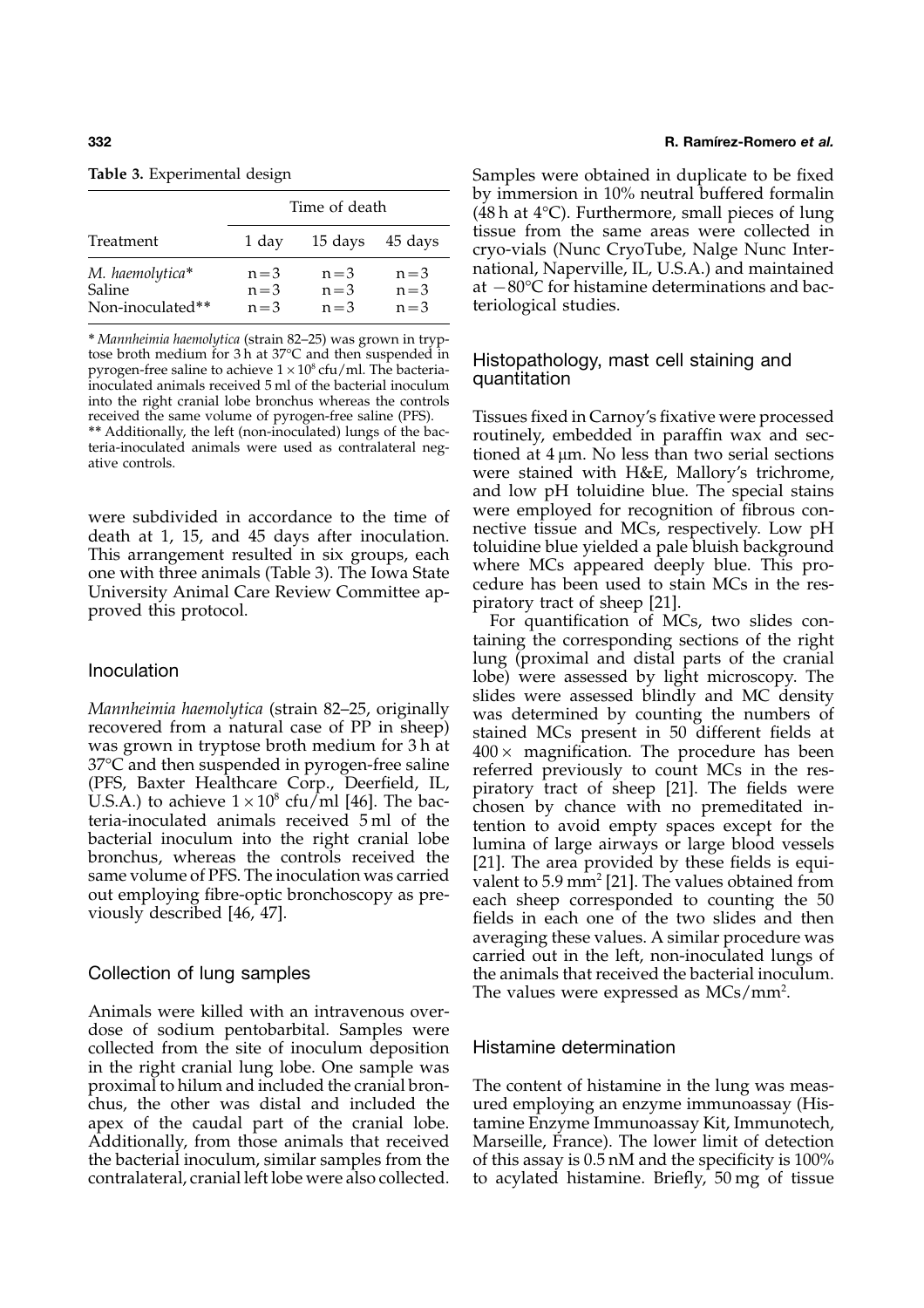**Table 3.** Experimental design

| Treatment | Time of death | | |
|---|---|---|---|
| | 1 day | 15 days | 45 days |
| *M. haemolytica** | n = 3 | n = 3 | n = 3 |
| Saline | n = 3 | n = 3 | n = 3 |
| Non-inoculated** | n = 3 | n = 3 | n = 3 |

* *Mannheimia haemolytica* (strain 82–25) was grown in tryptose broth medium for 3 h at 37°C and then suspended in pyrogen-free saline to achieve $1 \times 10^8$ cfu/ml. The bacteria-inoculated animals received 5 ml of the bacterial inoculum into the right cranial lobe bronchus whereas the controls received the same volume of pyrogen-free saline (PFS).
** Additionally, the left (non-inoculated) lungs of the bacteria-inoculated animals were used as contralateral negative controls.

were subdivided in accordance to the time of death at 1, 15, and 45 days after inoculation. This arrangement resulted in six groups, each one with three animals (Table 3). The Iowa State University Animal Care Review Committee approved this protocol.

## Inoculation

*Mannheimia haemolytica* (strain 82–25, originally recovered from a natural case of PP in sheep) was grown in tryptose broth medium for 3 h at 37°C and then suspended in pyrogen-free saline (PFS, Baxter Healthcare Corp., Deerfield, IL, U.S.A.) to achieve $1 \times 10^8$ cfu/ml [46]. The bacteria-inoculated animals received 5 ml of the bacterial inoculum into the right cranial lobe bronchus, whereas the controls received the same volume of PFS. The inoculation was carried out employing fibre-optic bronchoscopy as previously described [46, 47].

## Collection of lung samples

Animals were killed with an intravenous overdose of sodium pentobarbital. Samples were collected from the site of inoculum deposition in the right cranial lung lobe. One sample was proximal to hilum and included the cranial bronchus, the other was distal and included the apex of the caudal part of the cranial lobe. Additionally, from those animals that received the bacterial inoculum, similar samples from the contralateral, cranial left lobe were also collected. Samples were obtained in duplicate to be fixed by immersion in 10% neutral buffered formalin (48 h at 4°C). Furthermore, small pieces of lung tissue from the same areas were collected in cryo-vials (Nunc CryoTube, Nalge Nunc International, Naperville, IL, U.S.A.) and maintained at −80°C for histamine determinations and bacteriological studies.

## Histopathology, mast cell staining and quantitation

Tissues fixed in Carnoy's fixative were processed routinely, embedded in paraffin wax and sectioned at 4 µm. No less than two serial sections were stained with H&E, Mallory's trichrome, and low pH toluidine blue. The special stains were employed for recognition of fibrous connective tissue and MCs, respectively. Low pH toluidine blue yielded a pale bluish background where MCs appeared deeply blue. This procedure has been used to stain MCs in the respiratory tract of sheep [21].

For quantification of MCs, two slides containing the corresponding sections of the right lung (proximal and distal parts of the cranial lobe) were assessed by light microscopy. The slides were assessed blindly and MC density was determined by counting the numbers of stained MCs present in 50 different fields at 400× magnification. The procedure has been referred previously to count MCs in the respiratory tract of sheep [21]. The fields were chosen by chance with no premeditated intention to avoid empty spaces except for the lumina of large airways or large blood vessels [21]. The area provided by these fields is equivalent to 5.9 $mm^2$ [21]. The values obtained from each sheep corresponded to counting the 50 fields in each one of the two slides and then averaging these values. A similar procedure was carried out in the left, non-inoculated lungs of the animals that received the bacterial inoculum. The values were expressed as MCs/$mm^2$.

## Histamine determination

The content of histamine in the lung was measured employing an enzyme immunoassay (Histamine Enzyme Immunoassay Kit, Immunotech, Marseille, France). The lower limit of detection of this assay is 0.5 nM and the specificity is 100% to acylated histamine. Briefly, 50 mg of tissue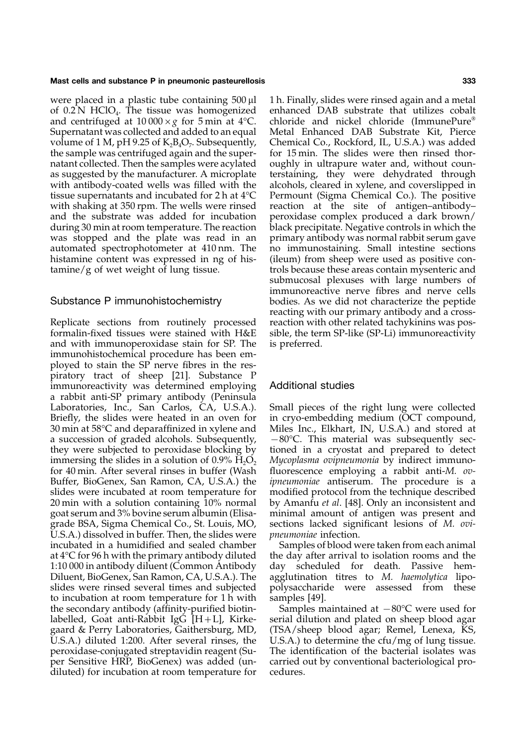were placed in a plastic tube containing 500 µl of 0.2 N $HClO_4$. The tissue was homogenized and centrifuged at $10\,000 \times g$ for 5 min at 4°C. Supernatant was collected and added to an equal volume of 1 M, pH 9.25 of $K_2B_4O_7$. Subsequently, the sample was centrifuged again and the supernatant collected. Then the samples were acylated as suggested by the manufacturer. A microplate with antibody-coated wells was filled with the tissue supernatants and incubated for 2 h at 4°C with shaking at 350 rpm. The wells were rinsed and the substrate was added for incubation during 30 min at room temperature. The reaction was stopped and the plate was read in an automated spectrophotometer at 410 nm. The histamine content was expressed in ng of histamine/g of wet weight of lung tissue.

### Substance P immunohistochemistry

Replicate sections from routinely processed formalin-fixed tissues were stained with H&E and with immunoperoxidase stain for SP. The immunohistochemical procedure has been employed to stain the SP nerve fibres in the respiratory tract of sheep [21]. Substance P immunoreactivity was determined employing a rabbit anti-SP primary antibody (Peninsula Laboratories, Inc., San Carlos, CA, U.S.A.). Briefly, the slides were heated in an oven for 30 min at 58°C and deparaffinized in xylene and a succession of graded alcohols. Subsequently, they were subjected to peroxidase blocking by immersing the slides in a solution of 0.9% $H_2O_2$ for 40 min. After several rinses in buffer (Wash Buffer, BioGenex, San Ramon, CA, U.S.A.) the slides were incubated at room temperature for 20 min with a solution containing 10% normal goat serum and 3% bovine serum albumin (Elisa-grade BSA, Sigma Chemical Co., St. Louis, MO, U.S.A.) dissolved in buffer. Then, the slides were incubated in a humidified and sealed chamber at 4°C for 96 h with the primary antibody diluted 1:10 000 in antibody diluent (Common Antibody Diluent, BioGenex, San Ramon, CA, U.S.A.). The slides were rinsed several times and subjected to incubation at room temperature for 1 h with the secondary antibody (affinity-purified biotin-labelled, Goat anti-Rabbit IgG [H+L], Kirkegaard & Perry Laboratories, Gaithersburg, MD, U.S.A.) diluted 1:200. After several rinses, the peroxidase-conjugated streptavidin reagent (Super Sensitive HRP, BioGenex) was added (undiluted) for incubation at room temperature for 1 h. Finally, slides were rinsed again and a metal enhanced DAB substrate that utilizes cobalt chloride and nickel chloride (ImmunePure® Metal Enhanced DAB Substrate Kit, Pierce Chemical Co., Rockford, IL, U.S.A.) was added for 15 min. The slides were then rinsed thoroughly in ultrapure water and, without counterstaining, they were dehydrated through alcohols, cleared in xylene, and coverslipped in Permount (Sigma Chemical Co.). The positive reaction at the site of antigen–antibody–peroxidase complex produced a dark brown/black precipitate. Negative controls in which the primary antibody was normal rabbit serum gave no immunostaining. Small intestine sections (ileum) from sheep were used as positive controls because these areas contain mysenteric and submucosal plexuses with large numbers of immunoreactive nerve fibres and nerve cells bodies. As we did not characterize the peptide reacting with our primary antibody and a cross-reaction with other related tachykinins was possible, the term SP-like (SP-Li) immunoreactivity is preferred.

### Additional studies

Small pieces of the right lung were collected in cryo-embedding medium (OCT compound, Miles Inc., Elkhart, IN, U.S.A.) and stored at −80°C. This material was subsequently sectioned in a cryostat and prepared to detect *Mycoplasma ovipneumonia* by indirect immunofluorescence employing a rabbit anti-*M. ovipneumoniae* antiserum. The procedure is a modified protocol from the technique described by Amanfu *et al*. [48]. Only an inconsistent and minimal amount of antigen was present and sections lacked significant lesions of *M. ovipneumoniae* infection.

Samples of blood were taken from each animal the day after arrival to isolation rooms and the day scheduled for death. Passive hemagglutination titres to *M. haemolytica* lipopolysaccharide were assessed from these samples [49].

Samples maintained at −80°C were used for serial dilution and plated on sheep blood agar (TSA/sheep blood agar; Remel, Lenexa, KS, U.S.A.) to determine the cfu/mg of lung tissue. The identification of the bacterial isolates was carried out by conventional bacteriological procedures.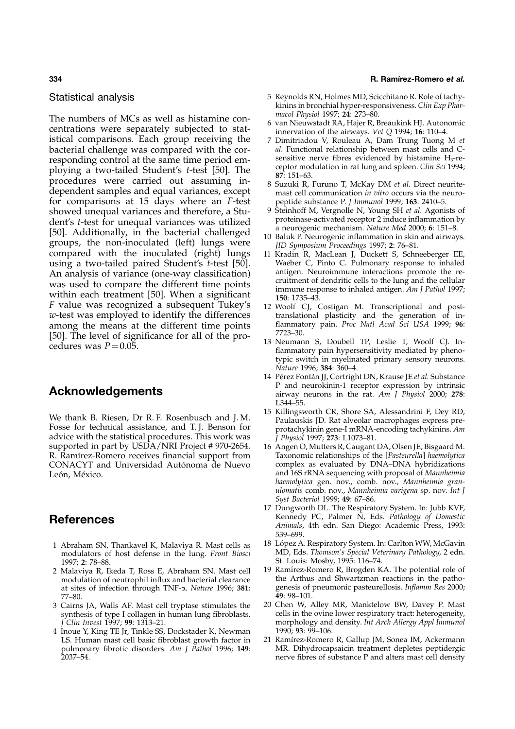### Statistical analysis

The numbers of MCs as well as histamine concentrations were separately subjected to statistical comparisons. Each group receiving the bacterial challenge was compared with the corresponding control at the same time period employing a two-tailed Student's *t*-test [50]. The procedures were carried out assuming independent samples and equal variances, except for comparisons at 15 days where an *F*-test showed unequal variances and therefore, a Student's *t*-test for unequal variances was utilized [50]. Additionally, in the bacterial challenged groups, the non-inoculated (left) lungs were compared with the inoculated (right) lungs using a two-tailed paired Student's *t*-test [50]. An analysis of variance (one-way classification) was used to compare the different time points within each treatment [50]. When a significant *F* value was recognized a subsequent Tukey's *w*-test was employed to identify the differences among the means at the different time points [50]. The level of significance for all of the procedures was $P = 0.05$.

## Acknowledgements

We thank B. Riesen, Dr R. F. Rosenbusch and J. M. Fosse for technical assistance, and T. J. Benson for advice with the statistical procedures. This work was supported in part by USDA/NRI Project # 970-2654. R. Ramírez-Romero receives financial support from CONACYT and Universidad Autónoma de Nuevo León, México.

## References

1. Abraham SN, Thankavel K, Malaviya R. Mast cells as modulators of host defense in the lung. *Front Biosci* 1997; **2**: 78–88.
2. Malaviya R, Ikeda T, Ross E, Abraham SN. Mast cell modulation of neutrophil influx and bacterial clearance at sites of infection through TNF-α. *Nature* 1996; **381**: 77–80.
3. Cairns JA, Walls AF. Mast cell tryptase stimulates the synthesis of type I collagen in human lung fibroblasts. *J Clin Invest* 1997; **99**: 1313–21.
4. Inoue Y, King TE Jr, Tinkle SS, Dockstader K, Newman LS. Human mast cell basic fibroblast growth factor in pulmonary fibrotic disorders. *Am J Pathol* 1996; **149**: 2037–54.
5. Reynolds RN, Holmes MD, Scicchitano R. Role of tachykinins in bronchial hyper-responsiveness. *Clin Exp Pharmacol Physiol* 1997; **24**: 273–80.
6. van Nieuwstadt RA, Hajer R, Breaukink HJ. Autonomic innervation of the airways. *Vet Q* 1994; **16**: 110–4.
7. Dimitriadou V, Rouleau A, Dam Trung Tuong M *et al.* Functional relationship between mast cells and C-sensitive nerve fibres evidenced by histamine $H_3$-receptor modulation in rat lung and spleen. *Clin Sci* 1994; **87**: 151–63.
8. Suzuki R, Furuno T, McKay DM *et al.* Direct neurite-mast cell communication *in vitro* occurs via the neuropeptide substance P. *J Immunol* 1999; **163**: 2410–5.
9. Steinhoff M, Vergnolle N, Young SH *et al.* Agonists of proteinase-activated receptor 2 induce inflammation by a neurogenic mechanism. *Nature Med* 2000; **6**: 151–8.
10. Baluk P. Neurogenic inflammation in skin and airways. *JID Symposium Proceedings* 1997; **2**: 76–81.
11. Kradin R, MacLean J, Duckett S, Schneeberger EE, Waeber C, Pinto C. Pulmonary response to inhaled antigen. Neuroimmune interactions promote the recruitment of dendritic cells to the lung and the cellular immune response to inhaled antigen. *Am J Pathol* 1997; **150**: 1735–43.
12. Woolf CJ, Costigan M. Transcriptional and post-translational plasticity and the generation of inflammatory pain. *Proc Natl Acad Sci USA* 1999; **96**: 7723–30.
13. Neumann S, Doubell TP, Leslie T, Woolf CJ. Inflammatory pain hypersensitivity mediated by phenotypic switch in myelinated primary sensory neurons. *Nature* 1996; **384**: 360–4.
14. Pérez Fontán JJ, Cortright DN, Krause JE *et al.* Substance P and neurokinin-1 receptor expression by intrinsic airway neurons in the rat. *Am J Physiol* 2000; **278**: L344–55.
15. Killingsworth CR, Shore SA, Alessandrini F, Dey RD, Paulauskis JD. Rat alveolar macrophages express preprotachykinin gene-I mRNA-encoding tachykinins. *Am J Physiol* 1997; **273**: L1073–81.
16. Angen O, Mutters R, Caugant DA, Olsen JE, Bisgaard M. Taxonomic relationships of the [*Pasteurella*] *haemolytica* complex as evaluated by DNA–DNA hybridizations and 16S rRNA sequencing with proposal of *Mannheimia haemolytica* gen. nov., comb. nov., *Mannheimia granulomatis* comb. nov., *Mannheimia varigena* sp. nov. *Int J Syst Bacteriol* 1999; **49**: 67–86.
17. Dungworth DL. The Respiratory System. In: Jubb KVF, Kennedy PC, Palmer N, Eds. *Pathology of Domestic Animals*, 4th edn. San Diego: Academic Press, 1993: 539–699.
18. López A. Respiratory System. In: Carlton WW, McGavin MD, Eds. *Thomson's Special Veterinary Pathology*, 2 edn. St. Louis: Mosby, 1995: 116–74.
19. Ramírez-Romero R, Brogden KA. The potential role of the Arthus and Shwartzman reactions in the pathogenesis of pneumonic pasteurellosis. *Inflamm Res* 2000; **49**: 98–101.
20. Chen W, Alley MR, Manktelow BW, Davey P. Mast cells in the ovine lower respiratory tract: heterogeneity, morphology and density. *Int Arch Allergy Appl Immunol* 1990; **93**: 99–106.
21. Ramírez-Romero R, Gallup JM, Sonea IM, Ackermann MR. Dihydrocapsaicin treatment depletes peptidergic nerve fibres of substance P and alters mast cell density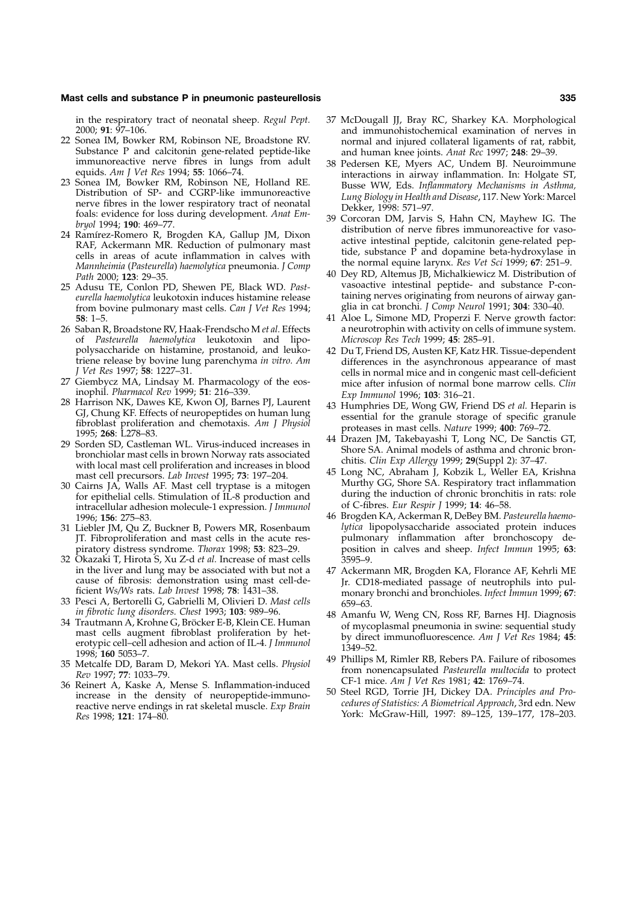in the respiratory tract of neonatal sheep. *Regul Pept.* 2000; **91**: 97–106.

22 Sonea IM, Bowker RM, Robinson NE, Broadstone RV. Substance P and calcitonin gene-related peptide-like immunoreactive nerve fibres in lungs from adult equids. *Am J Vet Res* 1994; **55**: 1066–74.

23 Sonea IM, Bowker RM, Robinson NE, Holland RE. Distribution of SP- and CGRP-like immunoreactive nerve fibres in the lower respiratory tract of neonatal foals: evidence for loss during development. *Anat Embryol* 1994; **190**: 469–77.

24 Ramírez-Romero R, Brogden KA, Gallup JM, Dixon RAF, Ackermann MR. Reduction of pulmonary mast cells in areas of acute inflammation in calves with *Mannheimia* (*Pasteurella*) *haemolytica* pneumonia. *J Comp Path* 2000; **123**: 29–35.

25 Adusu TE, Conlon PD, Shewen PE, Black WD. *Pasteurella haemolytica* leukotoxin induces histamine release from bovine pulmonary mast cells. *Can J Vet Res* 1994; **58**: 1–5.

26 Saban R, Broadstone RV, Haak-Frendscho M *et al.* Effects of *Pasteurella haemolytica* leukotoxin and lipopolysaccharide on histamine, prostanoid, and leukotriene release by bovine lung parenchyma *in vitro. Am J Vet Res* 1997; **58**: 1227–31.

27 Giembycz MA, Lindsay M. Pharmacology of the eosinophil. *Pharmacol Rev* 1999; **51**: 216–339.

28 Harrison NK, Dawes KE, Kwon OJ, Barnes PJ, Laurent GJ, Chung KF. Effects of neuropeptides on human lung fibroblast proliferation and chemotaxis. *Am J Physiol* 1995; **268**: L278–83.

29 Sorden SD, Castleman WL. Virus-induced increases in bronchiolar mast cells in brown Norway rats associated with local mast cell proliferation and increases in blood mast cell precursors. *Lab Invest* 1995; **73**: 197–204.

30 Cairns JA, Walls AF. Mast cell tryptase is a mitogen for epithelial cells. Stimulation of IL-8 production and intracellular adhesion molecule-1 expression. *J Immunol* 1996; **156**: 275–83.

31 Liebler JM, Qu Z, Buckner B, Powers MR, Rosenbaum JT. Fibroproliferation and mast cells in the acute respiratory distress syndrome. *Thorax* 1998; **53**: 823–29.

32 Okazaki T, Hirota S, Xu Z-d *et al.* Increase of mast cells in the liver and lung may be associated with but not a cause of fibrosis: demonstration using mast cell-deficient *Ws/Ws* rats. *Lab Invest* 1998; **78**: 1431–38.

33 Pesci A, Bertorelli G, Gabrielli M, Olivieri D. *Mast cells in fibrotic lung disorders. Chest* 1993; **103**: 989–96.

34 Trautmann A, Krohne G, Bröcker E-B, Klein CE. Human mast cells augment fibroblast proliferation by heterotypic cell–cell adhesion and action of IL-4. *J Immunol* 1998; **160** 5053–7.

35 Metcalfe DD, Baram D, Mekori YA. Mast cells. *Physiol Rev* 1997; **77**: 1033–79.

36 Reinert A, Kaske A, Mense S. Inflammation-induced increase in the density of neuropeptide-immunoreactive nerve endings in rat skeletal muscle. *Exp Brain Res* 1998; **121**: 174–80.

37 McDougall JJ, Bray RC, Sharkey KA. Morphological and immunohistochemical examination of nerves in normal and injured collateral ligaments of rat, rabbit, and human knee joints. *Anat Rec* 1997; **248**: 29–39.

38 Pedersen KE, Myers AC, Undem BJ. Neuroimmune interactions in airway inflammation. In: Holgate ST, Busse WW, Eds. *Inflammatory Mechanisms in Asthma, Lung Biology in Health and Disease*, 117. New York: Marcel Dekker, 1998: 571–97.

39 Corcoran DM, Jarvis S, Hahn CN, Mayhew IG. The distribution of nerve fibres immunoreactive for vasoactive intestinal peptide, calcitonin gene-related peptide, substance P and dopamine beta-hydroxylase in the normal equine larynx. *Res Vet Sci* 1999; **67**: 251–9.

40 Dey RD, Altemus JB, Michalkiewicz M. Distribution of vasoactive intestinal peptide- and substance P-containing nerves originating from neurons of airway ganglia in cat bronchi. *J Comp Neurol* 1991; **304**: 330–40.

41 Aloe L, Simone MD, Properzi F. Nerve growth factor: a neurotrophin with activity on cells of immune system. *Microscop Res Tech* 1999; **45**: 285–91.

42 Du T, Friend DS, Austen KF, Katz HR. Tissue-dependent differences in the asynchronous appearance of mast cells in normal mice and in congenic mast cell-deficient mice after infusion of normal bone marrow cells. *Clin Exp Immunol* 1996; **103**: 316–21.

43 Humphries DE, Wong GW, Friend DS *et al.* Heparin is essential for the granule storage of specific granule proteases in mast cells. *Nature* 1999; **400**: 769–72.

44 Drazen JM, Takebayashi T, Long NC, De Sanctis GT, Shore SA. Animal models of asthma and chronic bronchitis. *Clin Exp Allergy* 1999; **29**(Suppl 2): 37–47.

45 Long NC, Abraham J, Kobzik L, Weller EA, Krishna Murthy GG, Shore SA. Respiratory tract inflammation during the induction of chronic bronchitis in rats: role of C-fibres. *Eur Respir J* 1999; **14**: 46–58.

46 Brogden KA, Ackerman R, DeBey BM. *Pasteurella haemolytica* lipopolysaccharide associated protein induces pulmonary inflammation after bronchoscopy deposition in calves and sheep. *Infect Immun* 1995; **63**: 3595–9.

47 Ackermann MR, Brogden KA, Florance AF, Kehrli ME Jr. CD18-mediated passage of neutrophils into pulmonary bronchi and bronchioles. *Infect Immun* 1999; **67**: 659–63.

48 Amanfu W, Weng CN, Ross RF, Barnes HJ. Diagnosis of mycoplasmal pneumonia in swine: sequential study by direct immunofluorescence. *Am J Vet Res* 1984; **45**: 1349–52.

49 Phillips M, Rimler RB, Rebers PA. Failure of ribosomes from nonencapsulated *Pasteurella multocida* to protect CF-1 mice. *Am J Vet Res* 1981; **42**: 1769–74.

50 Steel RGD, Torrie JH, Dickey DA. *Principles and Procedures of Statistics: A Biometrical Approach*, 3rd edn. New York: McGraw-Hill, 1997: 89–125, 139–177, 178–203.